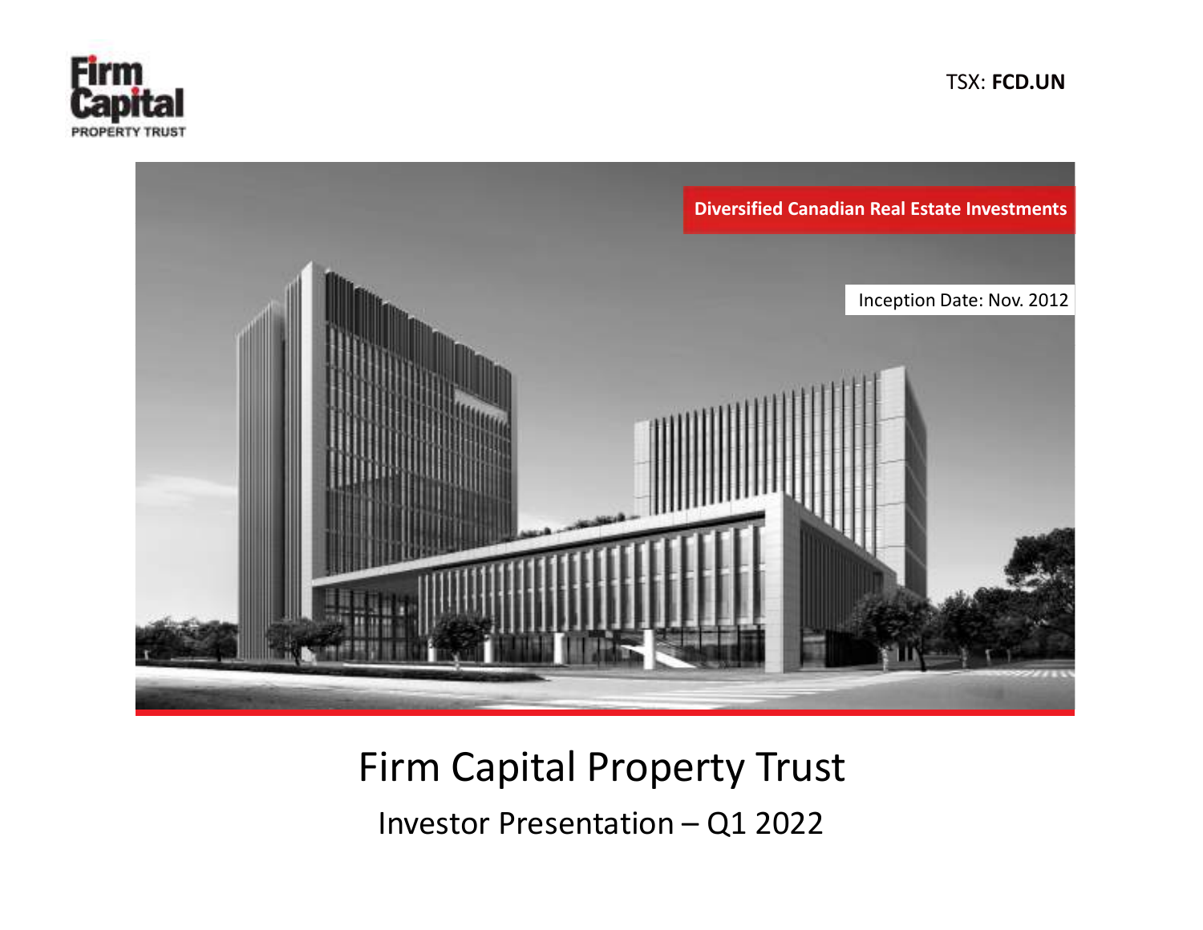Firm Capital PROPERTY TRUST

TSX: **FCD.UN**

**Diversified Canadian Real Estate Investments**

Inception Date: Nov. 2012

# Firm Capital Property Trust

## Investor Presentation – Q1 2022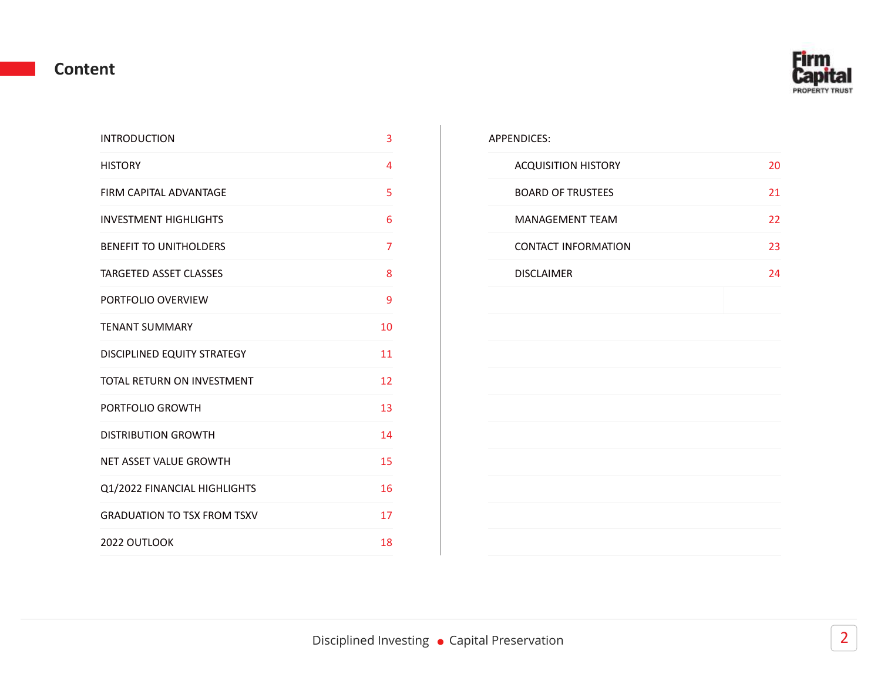# Content

| | |
|---|---|
| INTRODUCTION | 3 |
| HISTORY | 4 |
| FIRM CAPITAL ADVANTAGE | 5 |
| INVESTMENT HIGHLIGHTS | 6 |
| BENEFIT TO UNITHOLDERS | 7 |
| TARGETED ASSET CLASSES | 8 |
| PORTFOLIO OVERVIEW | 9 |
| TENANT SUMMARY | 10 |
| DISCIPLINED EQUITY STRATEGY | 11 |
| TOTAL RETURN ON INVESTMENT | 12 |
| PORTFOLIO GROWTH | 13 |
| DISTRIBUTION GROWTH | 14 |
| NET ASSET VALUE GROWTH | 15 |
| Q1/2022 FINANCIAL HIGHLIGHTS | 16 |
| GRADUATION TO TSX FROM TSXV | 17 |
| 2022 OUTLOOK | 18 |

APPENDICES:

| | |
|---|---|
| ACQUISITION HISTORY | 20 |
| BOARD OF TRUSTEES | 21 |
| MANAGEMENT TEAM | 22 |
| CONTACT INFORMATION | 23 |
| DISCLAIMER | 24 |

Disciplined Investing • Capital Preservation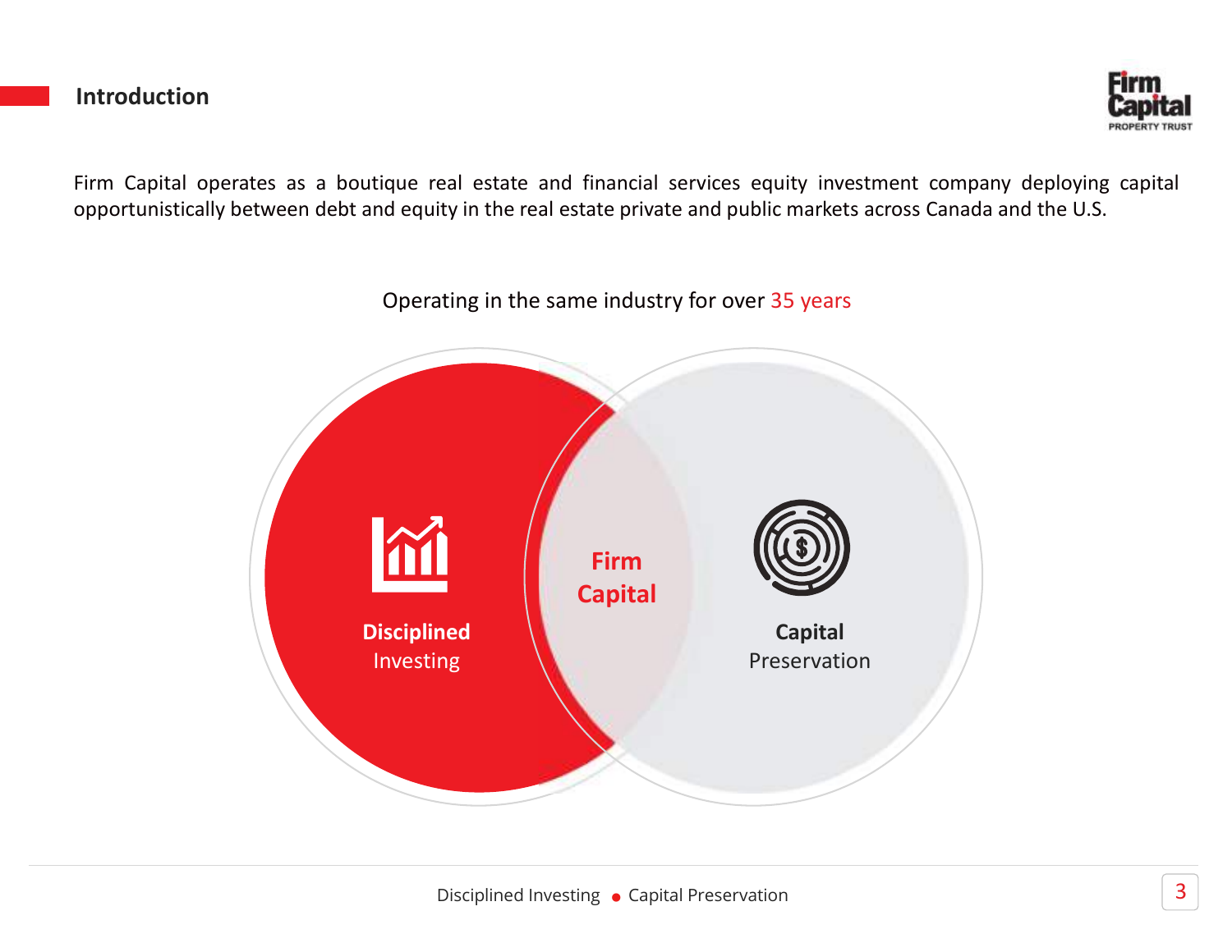## Introduction

Firm Capital operates as a boutique real estate and financial services equity investment company deploying capital opportunistically between debt and equity in the real estate private and public markets across Canada and the U.S.

Operating in the same industry for over 35 years

**Disciplined** Investing

**Firm Capital**

**Capital** Preservation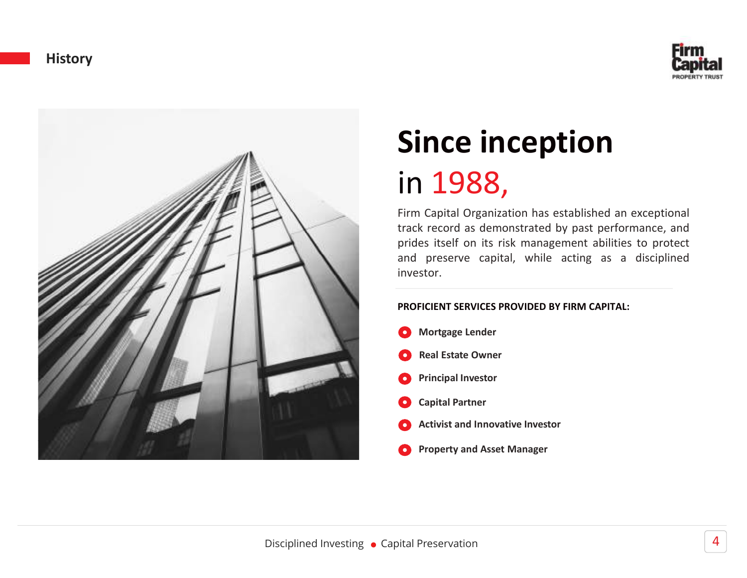## History

# Since inception in 1988,

Firm Capital Organization has established an exceptional track record as demonstrated by past performance, and prides itself on its risk management abilities to protect and preserve capital, while acting as a disciplined investor.

**PROFICIENT SERVICES PROVIDED BY FIRM CAPITAL:**

- **Mortgage Lender**
- **Real Estate Owner**
- **Principal Investor**
- **Capital Partner**
- **Activist and Innovative Investor**
- **Property and Asset Manager**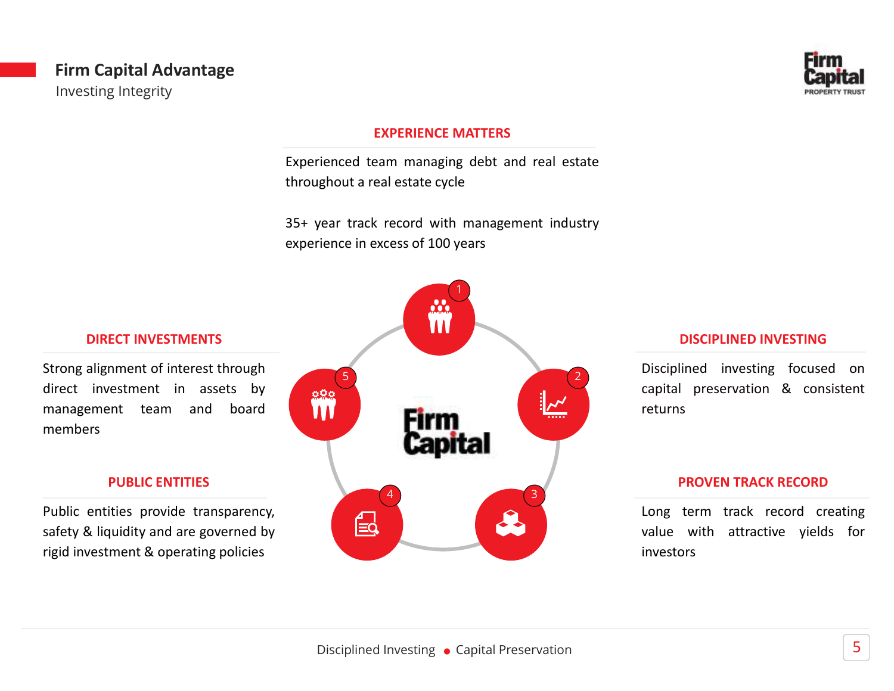# Firm Capital Advantage

Investing Integrity

### EXPERIENCE MATTERS

Experienced team managing debt and real estate throughout a real estate cycle

35+ year track record with management industry experience in excess of 100 years

### DISCIPLINED INVESTING

Disciplined investing focused on capital preservation & consistent returns

### PROVEN TRACK RECORD

Long term track record creating value with attractive yields for investors

### PUBLIC ENTITIES

Public entities provide transparency, safety & liquidity and are governed by rigid investment & operating policies

### DIRECT INVESTMENTS

Strong alignment of interest through direct investment in assets by management team and board members

Disciplined Investing • Capital Preservation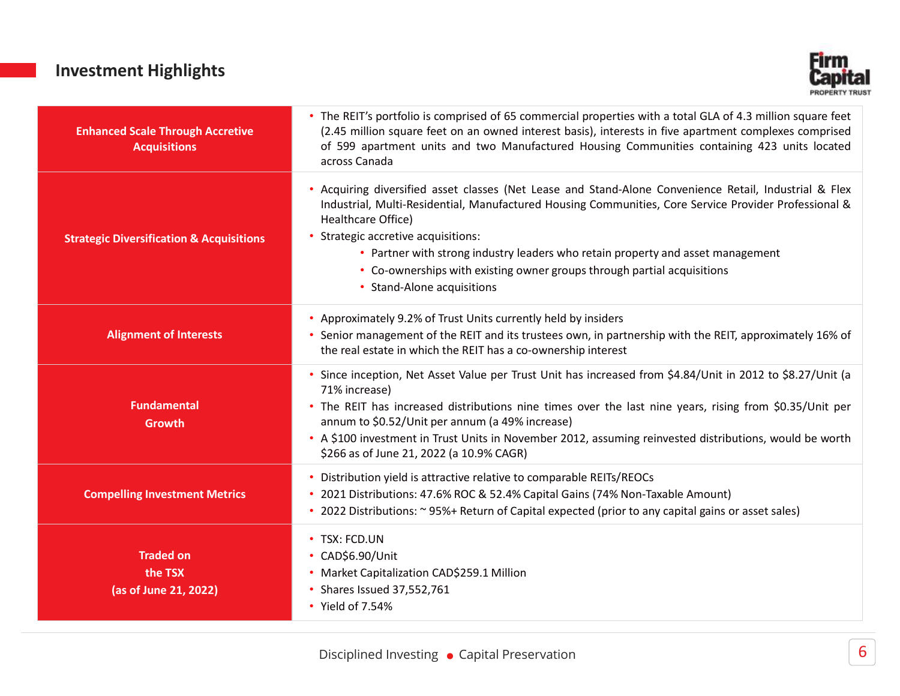## Investment Highlights

| | |
|---|---|
| **Enhanced Scale Through Accretive Acquisitions** | • The REIT's portfolio is comprised of 65 commercial properties with a total GLA of 4.3 million square feet (2.45 million square feet on an owned interest basis), interests in five apartment complexes comprised of 599 apartment units and two Manufactured Housing Communities containing 423 units located across Canada |
| **Strategic Diversification & Acquisitions** | • Acquiring diversified asset classes (Net Lease and Stand-Alone Convenience Retail, Industrial & Flex Industrial, Multi-Residential, Manufactured Housing Communities, Core Service Provider Professional & Healthcare Office)<br>• Strategic accretive acquisitions:<br>&nbsp;&nbsp;&nbsp;&nbsp;• Partner with strong industry leaders who retain property and asset management<br>&nbsp;&nbsp;&nbsp;&nbsp;• Co-ownerships with existing owner groups through partial acquisitions<br>&nbsp;&nbsp;&nbsp;&nbsp;• Stand-Alone acquisitions |
| **Alignment of Interests** | • Approximately 9.2% of Trust Units currently held by insiders<br>• Senior management of the REIT and its trustees own, in partnership with the REIT, approximately 16% of the real estate in which the REIT has a co-ownership interest |
| **Fundamental Growth** | • Since inception, Net Asset Value per Trust Unit has increased from $4.84/Unit in 2012 to $8.27/Unit (a 71% increase)<br>• The REIT has increased distributions nine times over the last nine years, rising from $0.35/Unit per annum to $0.52/Unit per annum (a 49% increase)<br>• A $100 investment in Trust Units in November 2012, assuming reinvested distributions, would be worth $266 as of June 21, 2022 (a 10.9% CAGR) |
| **Compelling Investment Metrics** | • Distribution yield is attractive relative to comparable REITs/REOCs<br>• 2021 Distributions: 47.6% ROC & 52.4% Capital Gains (74% Non-Taxable Amount)<br>• 2022 Distributions: ~ 95%+ Return of Capital expected (prior to any capital gains or asset sales) |
| **Traded on the TSX (as of June 21, 2022)** | • TSX: FCD.UN<br>• CAD$6.90/Unit<br>• Market Capitalization CAD$259.1 Million<br>• Shares Issued 37,552,761<br>• Yield of 7.54% |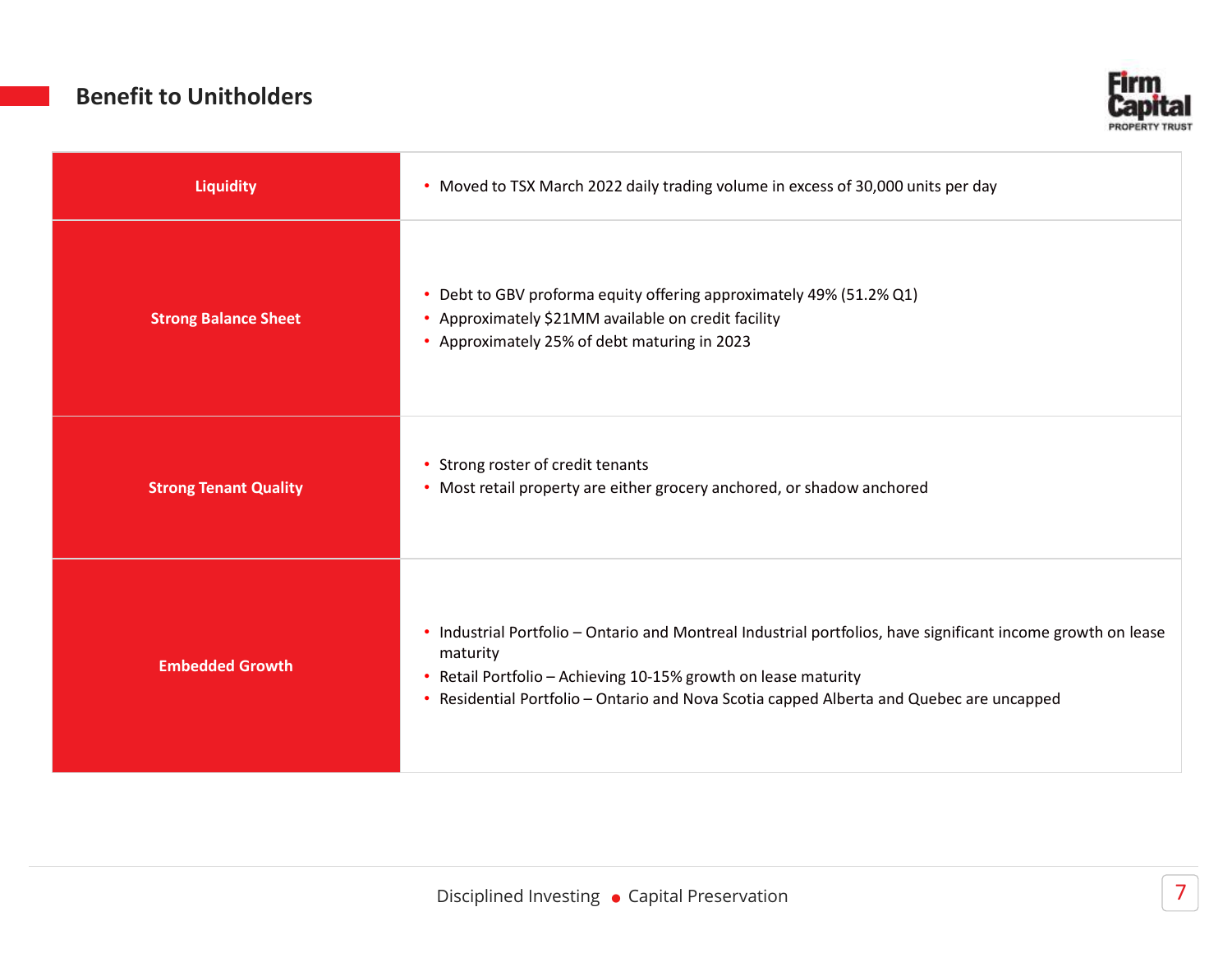## Benefit to Unitholders

| | |
|---|---|
| **Liquidity** | • Moved to TSX March 2022 daily trading volume in excess of 30,000 units per day |
| **Strong Balance Sheet** | • Debt to GBV proforma equity offering approximately 49% (51.2% Q1)<br>• Approximately $21MM available on credit facility<br>• Approximately 25% of debt maturing in 2023 |
| **Strong Tenant Quality** | • Strong roster of credit tenants<br>• Most retail property are either grocery anchored, or shadow anchored |
| **Embedded Growth** | • Industrial Portfolio – Ontario and Montreal Industrial portfolios, have significant income growth on lease maturity<br>• Retail Portfolio – Achieving 10-15% growth on lease maturity<br>• Residential Portfolio – Ontario and Nova Scotia capped Alberta and Quebec are uncapped |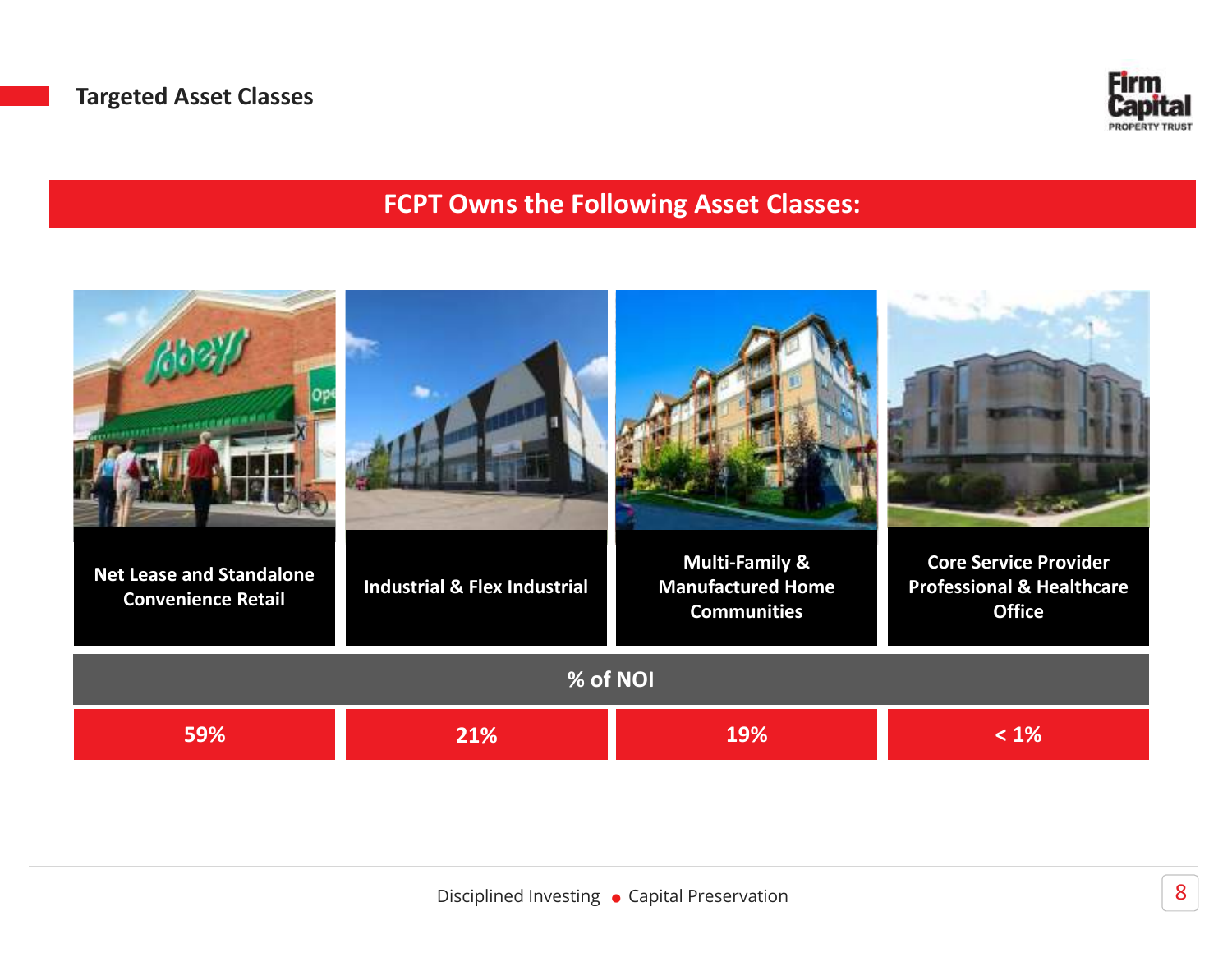## Targeted Asset Classes

### FCPT Owns the Following Asset Classes:

| Net Lease and Standalone Convenience Retail | Industrial & Flex Industrial | Multi-Family & Manufactured Home Communities | Core Service Provider Professional & Healthcare Office |
|---|---|---|---|
| **% of NOI** | | | |
| 59% | 21% | 19% | < 1% |

Disciplined Investing • Capital Preservation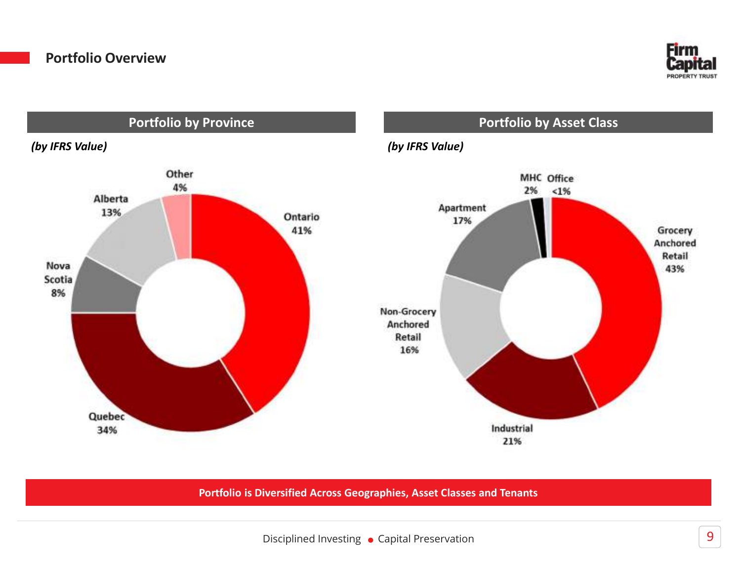# Portfolio Overview

## Portfolio by Province

*(by IFRS Value)*

| Province | % |
|---|---|
| Ontario | 41% |
| Quebec | 34% |
| Nova Scotia | 8% |
| Alberta | 13% |
| Other | 4% |

## Portfolio by Asset Class

*(by IFRS Value)*

| Asset Class | % |
|---|---|
| Grocery Anchored Retail | 43% |
| Industrial | 21% |
| Non-Grocery Anchored Retail | 16% |
| Apartment | 17% |
| MHC | 2% |
| Office | <1% |

**Portfolio is Diversified Across Geographies, Asset Classes and Tenants**

Disciplined Investing • Capital Preservation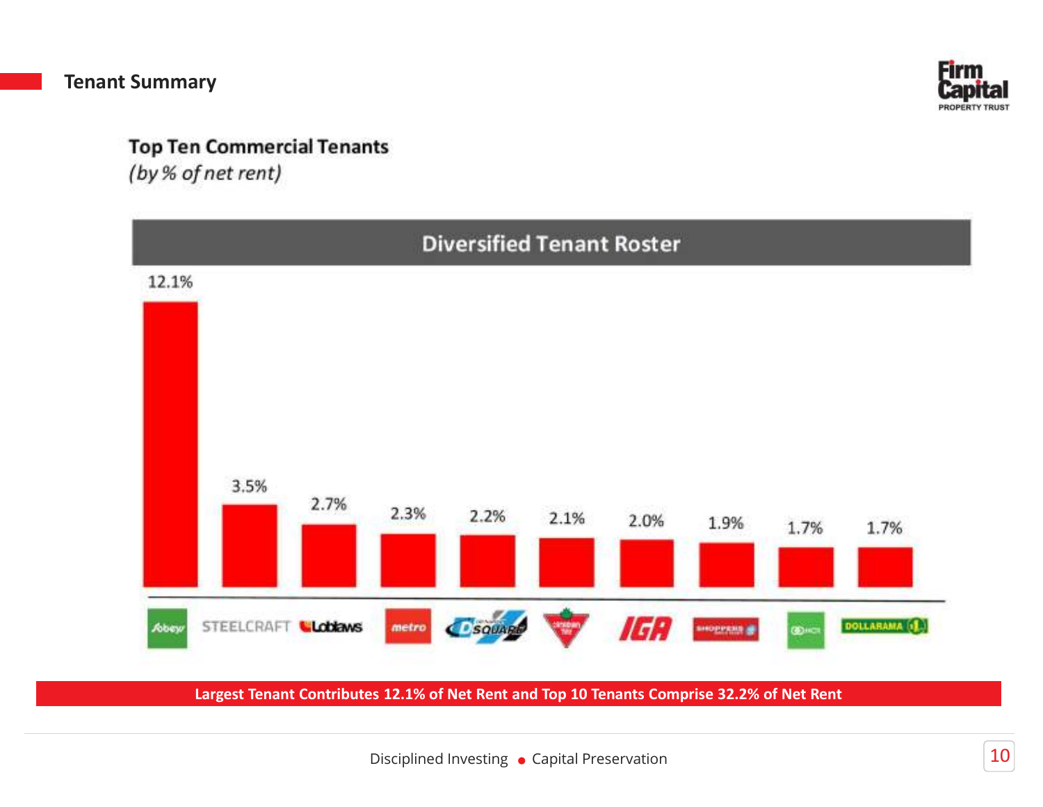## Tenant Summary

### Top Ten Commercial Tenants
*(by % of net rent)*

**Diversified Tenant Roster**

| Tenant | % of Net Rent |
| --- | --- |
| Sobeys | 12.1% |
| Steelcraft | 3.5% |
| Loblaws | 2.7% |
| Metro | 2.3% |
| Dsquare | 2.2% |
| Canadian Tire | 2.1% |
| IGA | 2.0% |
| Shoppers Drug Mart | 1.9% |
| HCR | 1.7% |
| Dollarama | 1.7% |

**Largest Tenant Contributes 12.1% of Net Rent and Top 10 Tenants Comprise 32.2% of Net Rent**

Disciplined Investing • Capital Preservation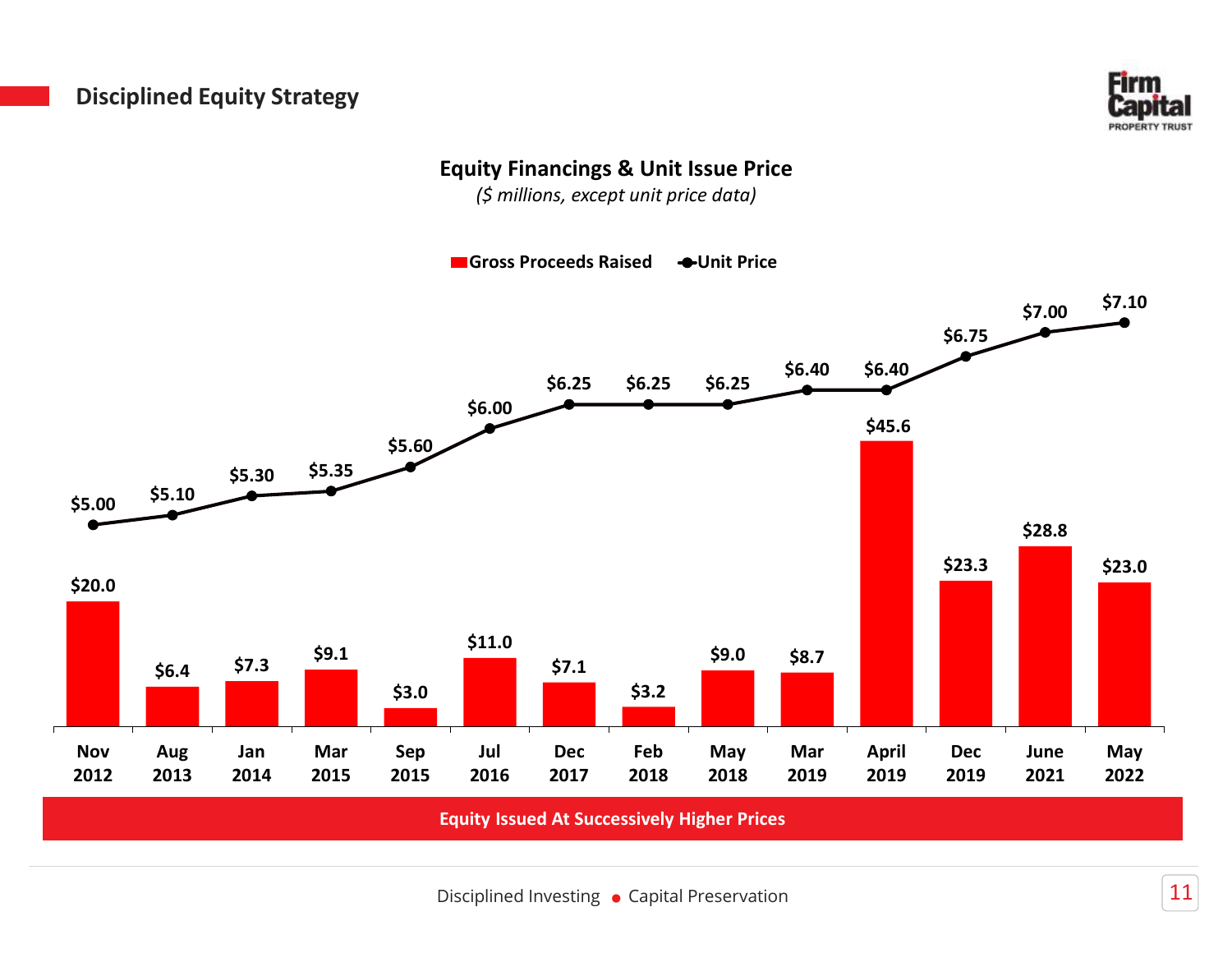## Disciplined Equity Strategy

### Equity Financings & Unit Issue Price

*($ millions, except unit price data)*

| Date | Gross Proceeds Raised | Unit Price |
|---|---|---|
| Nov 2012 | $20.0 | $5.00 |
| Aug 2013 | $6.4 | $5.10 |
| Jan 2014 | $7.3 | $5.30 |
| Mar 2015 | $9.1 | $5.35 |
| Sep 2015 | $3.0 | $5.60 |
| Jul 2016 | $11.0 | $6.00 |
| Dec 2017 | $7.1 | $6.25 |
| Feb 2018 | $3.2 | $6.25 |
| May 2018 | $9.0 | $6.25 |
| Mar 2019 | $8.7 | $6.40 |
| April 2019 | $45.6 | $6.40 |
| Dec 2019 | $23.3 | $6.75 |
| June 2021 | $28.8 | $7.00 |
| May 2022 | $23.0 | $7.10 |

**Equity Issued At Successively Higher Prices**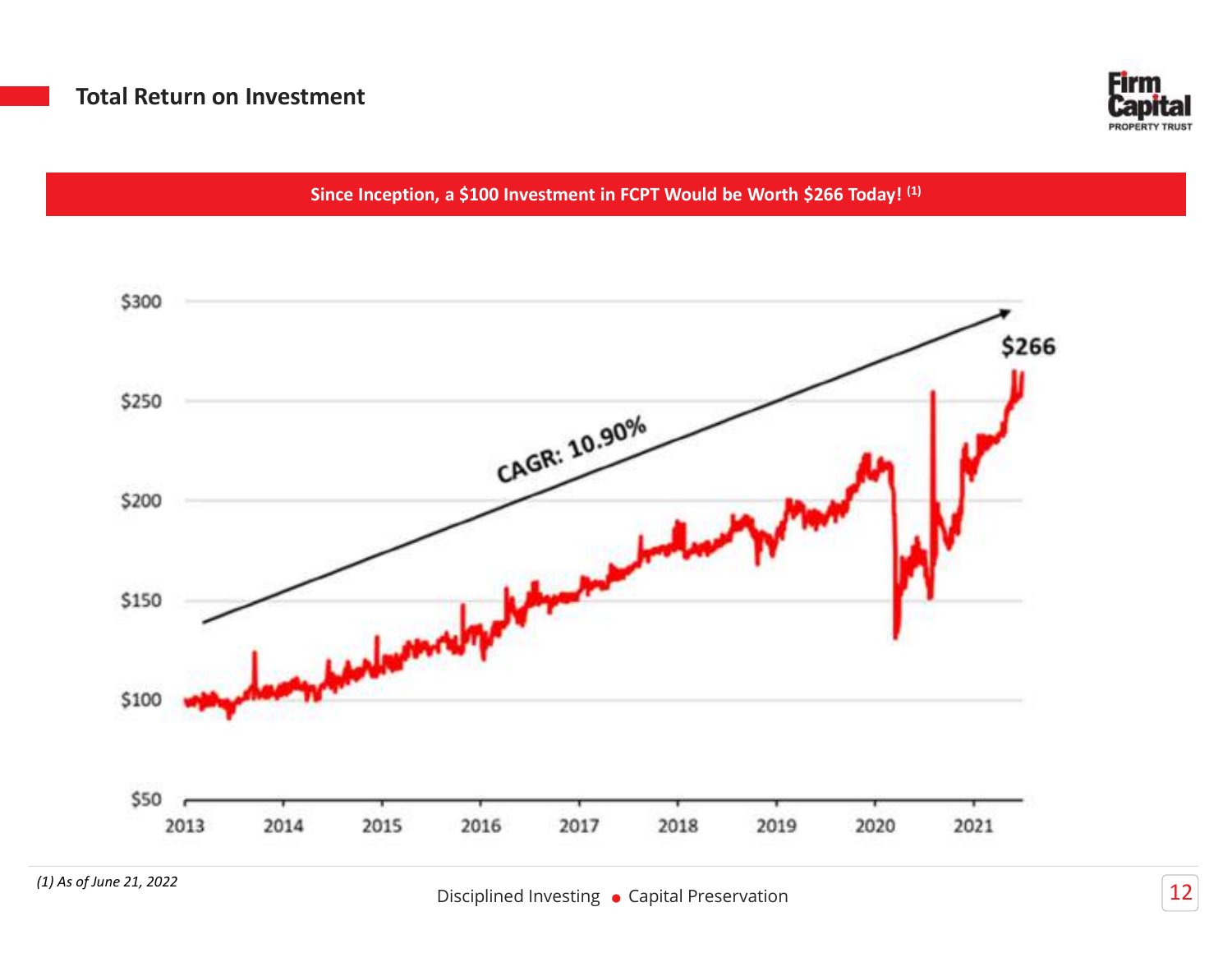## Total Return on Investment

**Since Inception, a $100 Investment in FCPT Would be Worth $266 Today! (1)**

CAGR: 10.90%

$266

*(1) As of June 21, 2022*

Disciplined Investing • Capital Preservation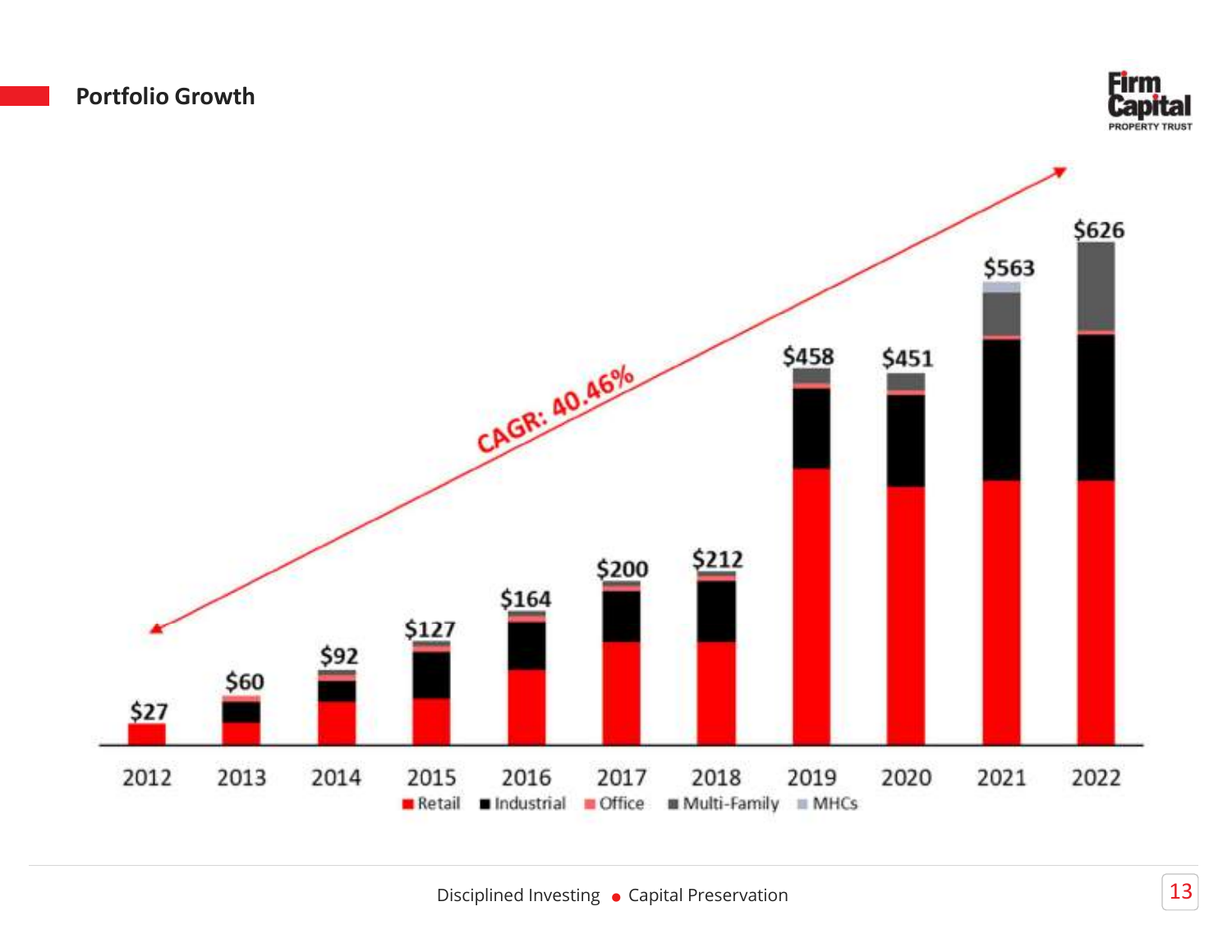## Portfolio Growth

| Year | 2012 | 2013 | 2014 | 2015 | 2016 | 2017 | 2018 | 2019 | 2020 | 2021 | 2022 |
|---|---|---|---|---|---|---|---|---|---|---|---|
| Total | $27 | $60 | $92 | $127 | $164 | $200 | $212 | $458 | $451 | $563 | $626 |

CAGR: 40.46%

Legend: Retail, Industrial, Office, Multi-Family, MHCs

Disciplined Investing • Capital Preservation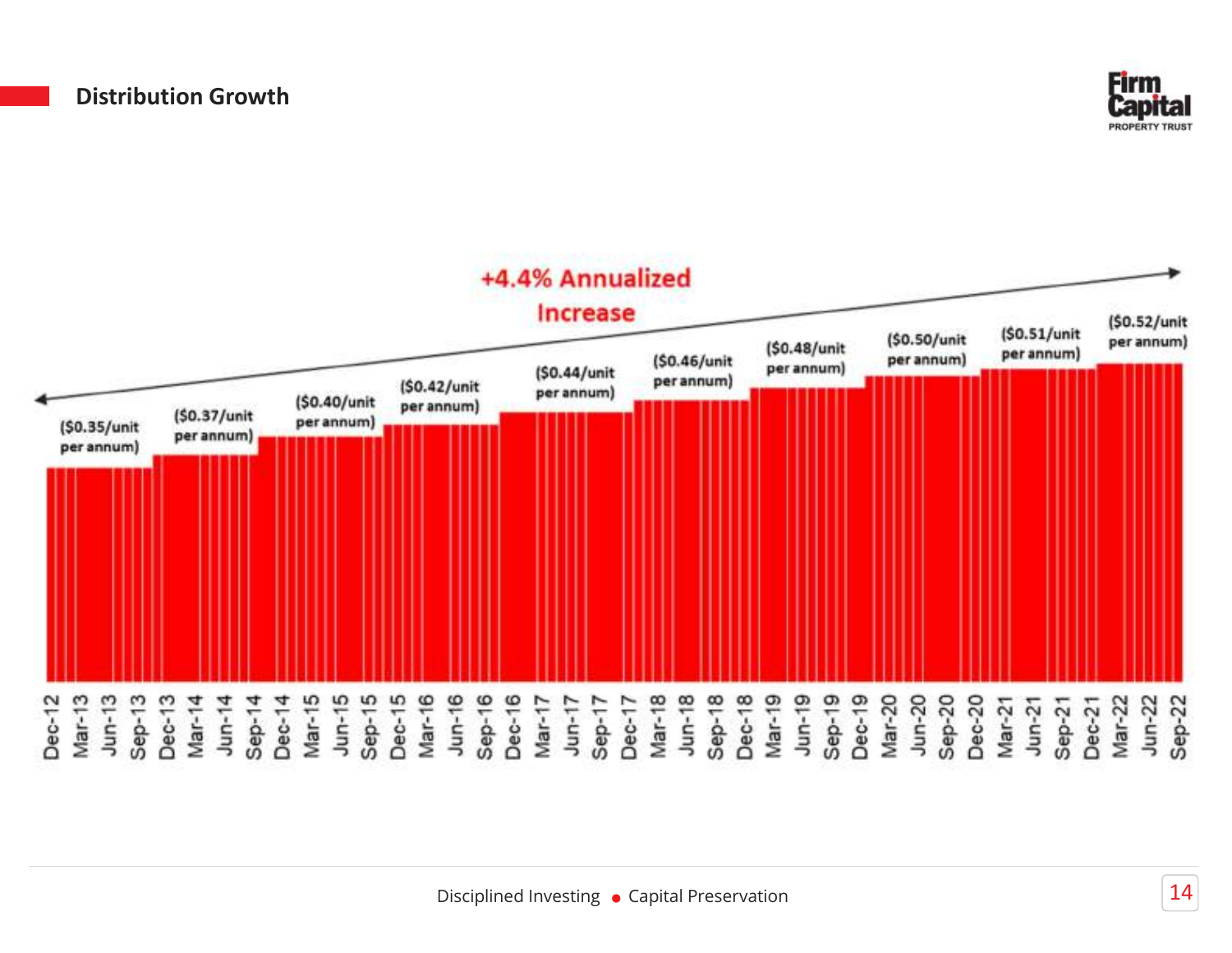## Distribution Growth

**+4.4% Annualized Increase**

| Period | Distribution |
|---|---|
| Dec-12 – Sep-13 | ($0.35/unit per annum) |
| Dec-13 – Jun-14 | ($0.37/unit per annum) |
| Sep-14 – Sep-15 | ($0.40/unit per annum) |
| Dec-15 – Sep-16 | ($0.42/unit per annum) |
| Dec-16 – Sep-17 | ($0.44/unit per annum) |
| Dec-17 – Sep-18 | ($0.46/unit per annum) |
| Dec-18 – Dec-19 | ($0.48/unit per annum) |
| Mar-20 – Dec-20 | ($0.50/unit per annum) |
| Mar-21 – Dec-21 | ($0.51/unit per annum) |
| Mar-22 – Sep-22 | ($0.52/unit per annum) |

Disciplined Investing • Capital Preservation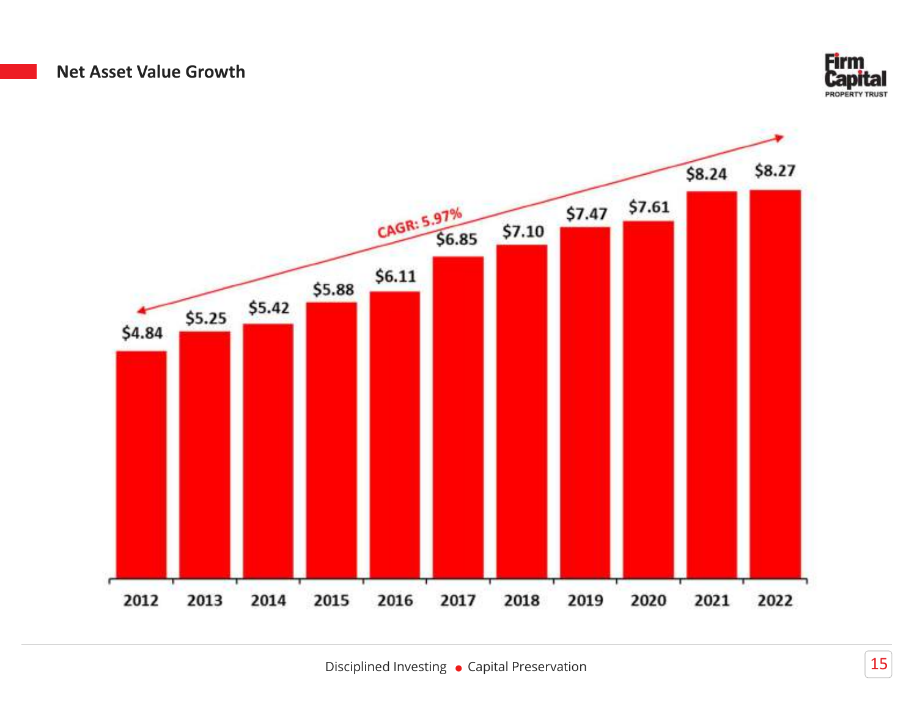## Net Asset Value Growth

CAGR: 5.97%

| Year | Net Asset Value |
|---|---|
| 2012 | $4.84 |
| 2013 | $5.25 |
| 2014 | $5.42 |
| 2015 | $5.88 |
| 2016 | $6.11 |
| 2017 | $6.85 |
| 2018 | $7.10 |
| 2019 | $7.47 |
| 2020 | $7.61 |
| 2021 | $8.24 |
| 2022 | $8.27 |

Disciplined Investing • Capital Preservation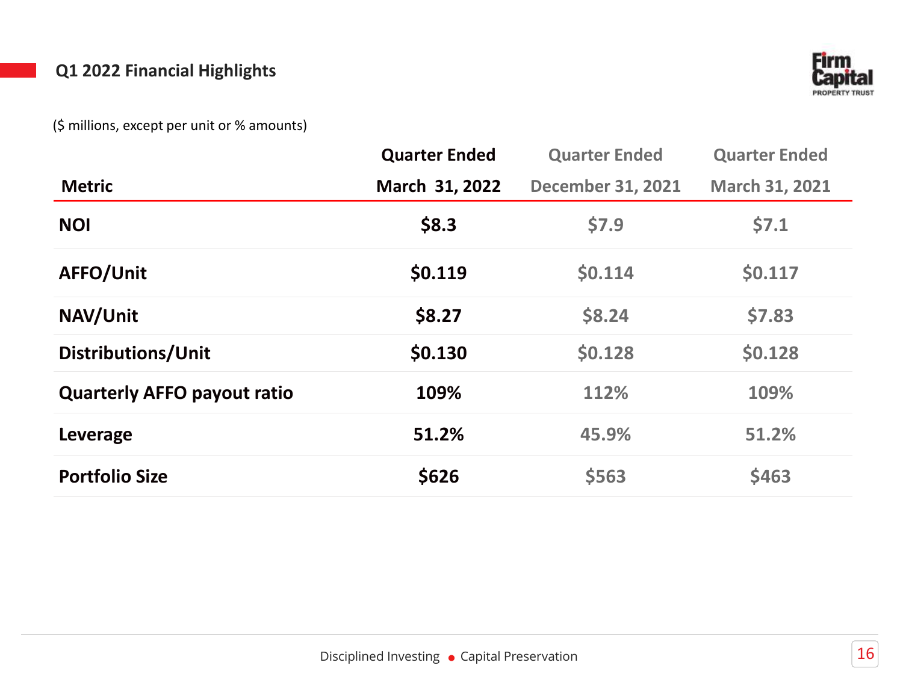## Q1 2022 Financial Highlights

($ millions, except per unit or % amounts)

| Metric | Quarter Ended March 31, 2022 | Quarter Ended December 31, 2021 | Quarter Ended March 31, 2021 |
|---|---|---|---|
| **NOI** | **$8.3** | $7.9 | $7.1 |
| **AFFO/Unit** | **$0.119** | $0.114 | $0.117 |
| **NAV/Unit** | **$8.27** | $8.24 | $7.83 |
| **Distributions/Unit** | **$0.130** | $0.128 | $0.128 |
| **Quarterly AFFO payout ratio** | **109%** | 112% | 109% |
| **Leverage** | **51.2%** | 45.9% | 51.2% |
| **Portfolio Size** | **$626** | $563 | $463 |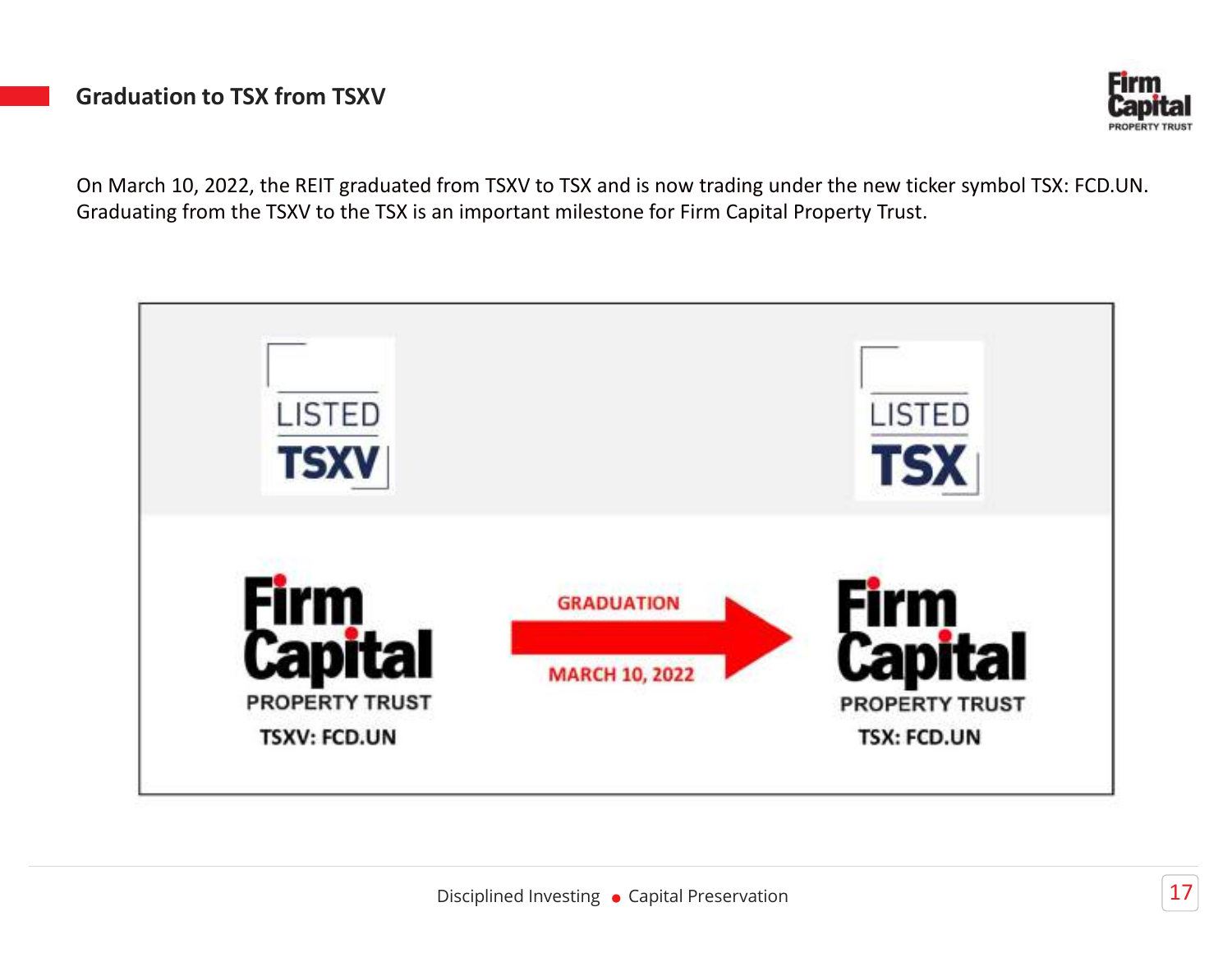## Graduation to TSX from TSXV

On March 10, 2022, the REIT graduated from TSXV to TSX and is now trading under the new ticker symbol TSX: FCD.UN. Graduating from the TSXV to the TSX is an important milestone for Firm Capital Property Trust.

LISTED TSXV

LISTED TSX

Firm Capital PROPERTY TRUST
TSXV: FCD.UN

GRADUATION
MARCH 10, 2022

Firm Capital PROPERTY TRUST
TSX: FCD.UN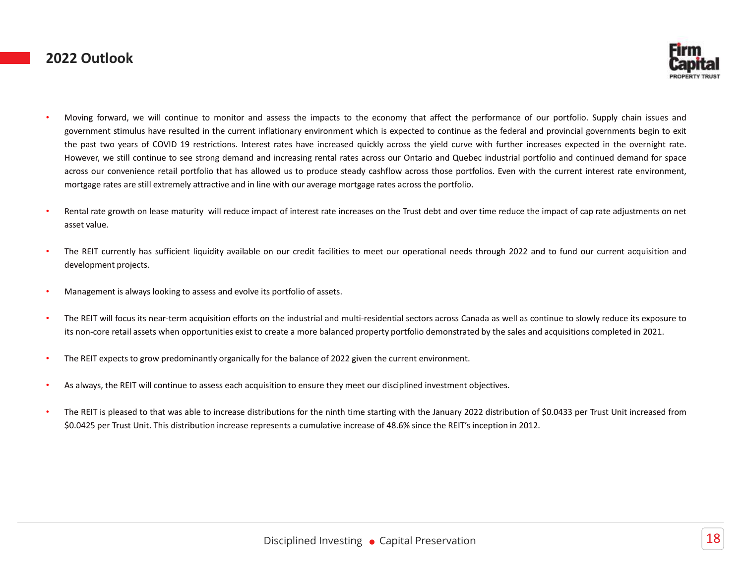## 2022 Outlook

- Moving forward, we will continue to monitor and assess the impacts to the economy that affect the performance of our portfolio. Supply chain issues and government stimulus have resulted in the current inflationary environment which is expected to continue as the federal and provincial governments begin to exit the past two years of COVID 19 restrictions. Interest rates have increased quickly across the yield curve with further increases expected in the overnight rate. However, we still continue to see strong demand and increasing rental rates across our Ontario and Quebec industrial portfolio and continued demand for space across our convenience retail portfolio that has allowed us to produce steady cashflow across those portfolios. Even with the current interest rate environment, mortgage rates are still extremely attractive and in line with our average mortgage rates across the portfolio.

- Rental rate growth on lease maturity will reduce impact of interest rate increases on the Trust debt and over time reduce the impact of cap rate adjustments on net asset value.

- The REIT currently has sufficient liquidity available on our credit facilities to meet our operational needs through 2022 and to fund our current acquisition and development projects.

- Management is always looking to assess and evolve its portfolio of assets.

- The REIT will focus its near-term acquisition efforts on the industrial and multi-residential sectors across Canada as well as continue to slowly reduce its exposure to its non-core retail assets when opportunities exist to create a more balanced property portfolio demonstrated by the sales and acquisitions completed in 2021.

- The REIT expects to grow predominantly organically for the balance of 2022 given the current environment.

- As always, the REIT will continue to assess each acquisition to ensure they meet our disciplined investment objectives.

- The REIT is pleased to that was able to increase distributions for the ninth time starting with the January 2022 distribution of $0.0433 per Trust Unit increased from $0.0425 per Trust Unit. This distribution increase represents a cumulative increase of 48.6% since the REIT's inception in 2012.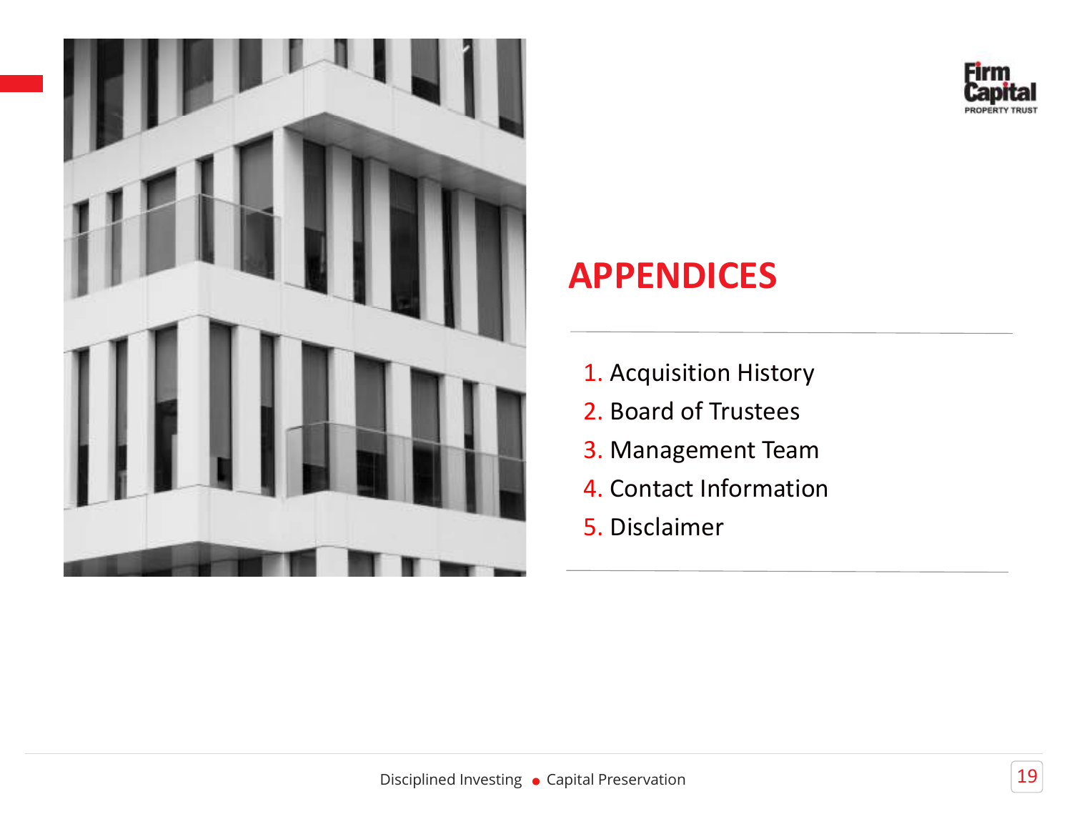# APPENDICES

1. Acquisition History
2. Board of Trustees
3. Management Team
4. Contact Information
5. Disclaimer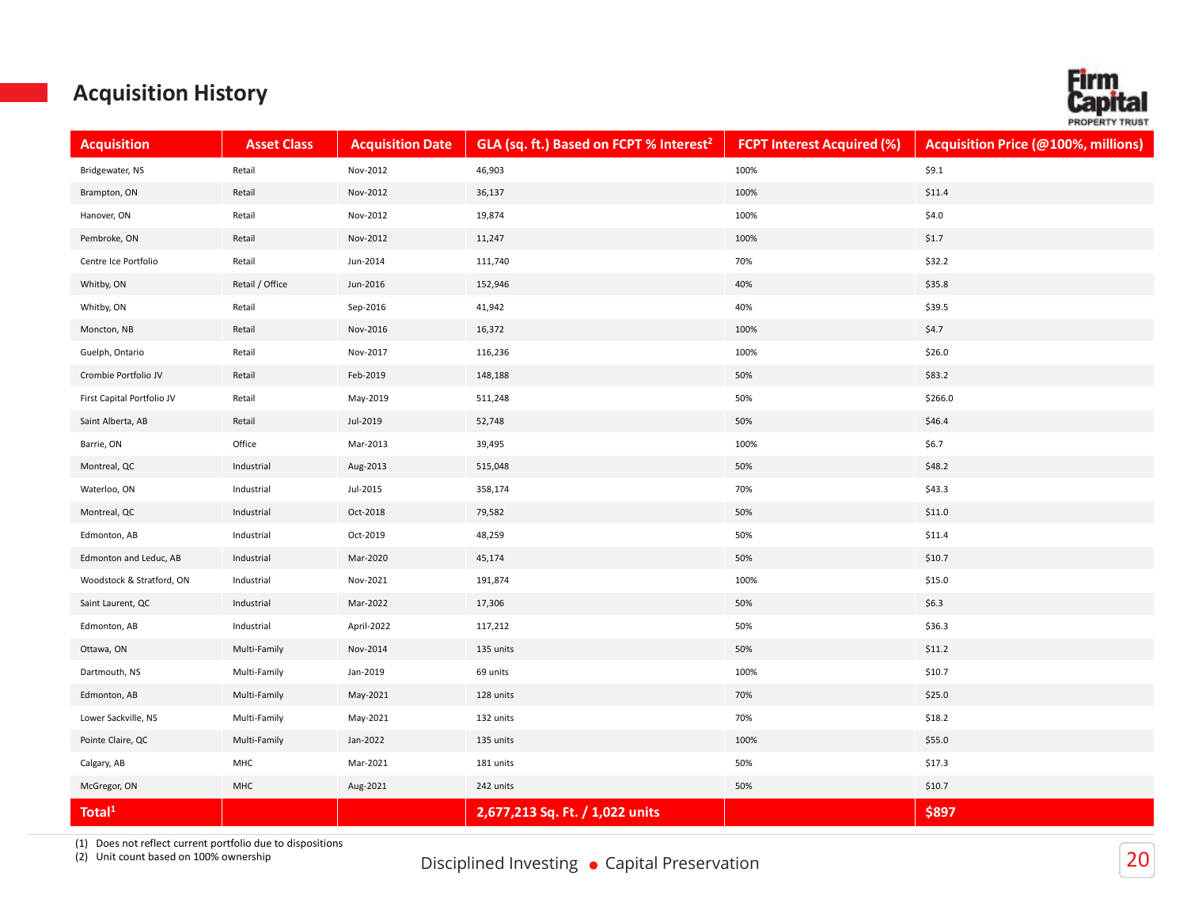## Acquisition History

| Acquisition | Asset Class | Acquisition Date | GLA (sq. ft.) Based on FCPT % Interest[2] | FCPT Interest Acquired (%) | Acquisition Price (@100%, millions) |
|---|---|---|---|---|---|
| Bridgewater, NS | Retail | Nov-2012 | 46,903 | 100% | $9.1 |
| Brampton, ON | Retail | Nov-2012 | 36,137 | 100% | $11.4 |
| Hanover, ON | Retail | Nov-2012 | 19,874 | 100% | $4.0 |
| Pembroke, ON | Retail | Nov-2012 | 11,247 | 100% | $1.7 |
| Centre Ice Portfolio | Retail | Jun-2014 | 111,740 | 70% | $32.2 |
| Whitby, ON | Retail / Office | Jun-2016 | 152,946 | 40% | $35.8 |
| Whitby, ON | Retail | Sep-2016 | 41,942 | 40% | $39.5 |
| Moncton, NB | Retail | Nov-2016 | 16,372 | 100% | $4.7 |
| Guelph, Ontario | Retail | Nov-2017 | 116,236 | 100% | $26.0 |
| Crombie Portfolio JV | Retail | Feb-2019 | 148,188 | 50% | $83.2 |
| First Capital Portfolio JV | Retail | May-2019 | 511,248 | 50% | $266.0 |
| Saint Alberta, AB | Retail | Jul-2019 | 52,748 | 50% | $46.4 |
| Barrie, ON | Office | Mar-2013 | 39,495 | 100% | $6.7 |
| Montreal, QC | Industrial | Aug-2013 | 515,048 | 50% | $48.2 |
| Waterloo, ON | Industrial | Jul-2015 | 358,174 | 70% | $43.3 |
| Montreal, QC | Industrial | Oct-2018 | 79,582 | 50% | $11.0 |
| Edmonton, AB | Industrial | Oct-2019 | 48,259 | 50% | $11.4 |
| Edmonton and Leduc, AB | Industrial | Mar-2020 | 45,174 | 50% | $10.7 |
| Woodstock & Stratford, ON | Industrial | Nov-2021 | 191,874 | 100% | $15.0 |
| Saint Laurent, QC | Industrial | Mar-2022 | 17,306 | 50% | $6.3 |
| Edmonton, AB | Industrial | April-2022 | 117,212 | 50% | $36.3 |
| Ottawa, ON | Multi-Family | Nov-2014 | 135 units | 50% | $11.2 |
| Dartmouth, NS | Multi-Family | Jan-2019 | 69 units | 100% | $10.7 |
| Edmonton, AB | Multi-Family | May-2021 | 128 units | 70% | $25.0 |
| Lower Sackville, NS | Multi-Family | May-2021 | 132 units | 70% | $18.2 |
| Pointe Claire, QC | Multi-Family | Jan-2022 | 135 units | 100% | $55.0 |
| Calgary, AB | MHC | Mar-2021 | 181 units | 50% | $17.3 |
| McGregor, ON | MHC | Aug-2021 | 242 units | 50% | $10.7 |
| **Total[1]** | | | **2,677,213 Sq. Ft. / 1,022 units** | | **$897** |

(1) Does not reflect current portfolio due to dispositions
(2) Unit count based on 100% ownership

Disciplined Investing • Capital Preservation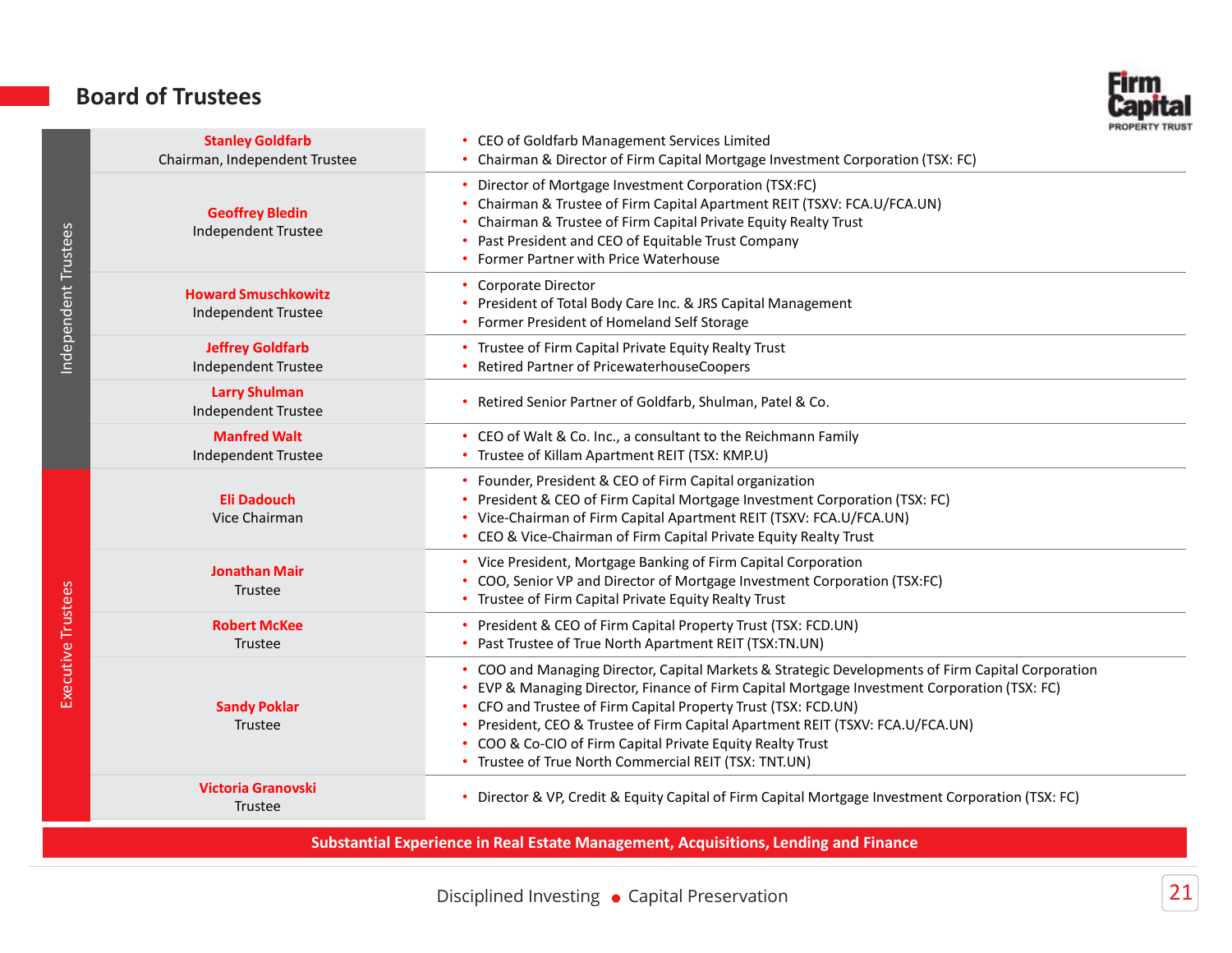## Board of Trustees

| | Name / Role | Background |
|---|---|---|
| Independent Trustees | **Stanley Goldfarb**<br>Chairman, Independent Trustee | • CEO of Goldfarb Management Services Limited<br>• Chairman & Director of Firm Capital Mortgage Investment Corporation (TSX: FC) |
| | **Geoffrey Bledin**<br>Independent Trustee | • Director of Mortgage Investment Corporation (TSX:FC)<br>• Chairman & Trustee of Firm Capital Apartment REIT (TSXV: FCA.U/FCA.UN)<br>• Chairman & Trustee of Firm Capital Private Equity Realty Trust<br>• Past President and CEO of Equitable Trust Company<br>• Former Partner with Price Waterhouse |
| | **Howard Smuschkowitz**<br>Independent Trustee | • Corporate Director<br>• President of Total Body Care Inc. & JRS Capital Management<br>• Former President of Homeland Self Storage |
| | **Jeffrey Goldfarb**<br>Independent Trustee | • Trustee of Firm Capital Private Equity Realty Trust<br>• Retired Partner of PricewaterhouseCoopers |
| | **Larry Shulman**<br>Independent Trustee | • Retired Senior Partner of Goldfarb, Shulman, Patel & Co. |
| | **Manfred Walt**<br>Independent Trustee | • CEO of Walt & Co. Inc., a consultant to the Reichmann Family<br>• Trustee of Killam Apartment REIT (TSX: KMP.U) |
| Executive Trustees | **Eli Dadouch**<br>Vice Chairman | • Founder, President & CEO of Firm Capital organization<br>• President & CEO of Firm Capital Mortgage Investment Corporation (TSX: FC)<br>• Vice-Chairman of Firm Capital Apartment REIT (TSXV: FCA.U/FCA.UN)<br>• CEO & Vice-Chairman of Firm Capital Private Equity Realty Trust |
| | **Jonathan Mair**<br>Trustee | • Vice President, Mortgage Banking of Firm Capital Corporation<br>• COO, Senior VP and Director of Mortgage Investment Corporation (TSX:FC)<br>• Trustee of Firm Capital Private Equity Realty Trust |
| | **Robert McKee**<br>Trustee | • President & CEO of Firm Capital Property Trust (TSX: FCD.UN)<br>• Past Trustee of True North Apartment REIT (TSX:TN.UN) |
| | **Sandy Poklar**<br>Trustee | • COO and Managing Director, Capital Markets & Strategic Developments of Firm Capital Corporation<br>• EVP & Managing Director, Finance of Firm Capital Mortgage Investment Corporation (TSX: FC)<br>• CFO and Trustee of Firm Capital Property Trust (TSX: FCD.UN)<br>• President, CEO & Trustee of Firm Capital Apartment REIT (TSXV: FCA.U/FCA.UN)<br>• COO & Co-CIO of Firm Capital Private Equity Realty Trust<br>• Trustee of True North Commercial REIT (TSX: TNT.UN) |
| | **Victoria Granovski**<br>Trustee | • Director & VP, Credit & Equity Capital of Firm Capital Mortgage Investment Corporation (TSX: FC) |

**Substantial Experience in Real Estate Management, Acquisitions, Lending and Finance**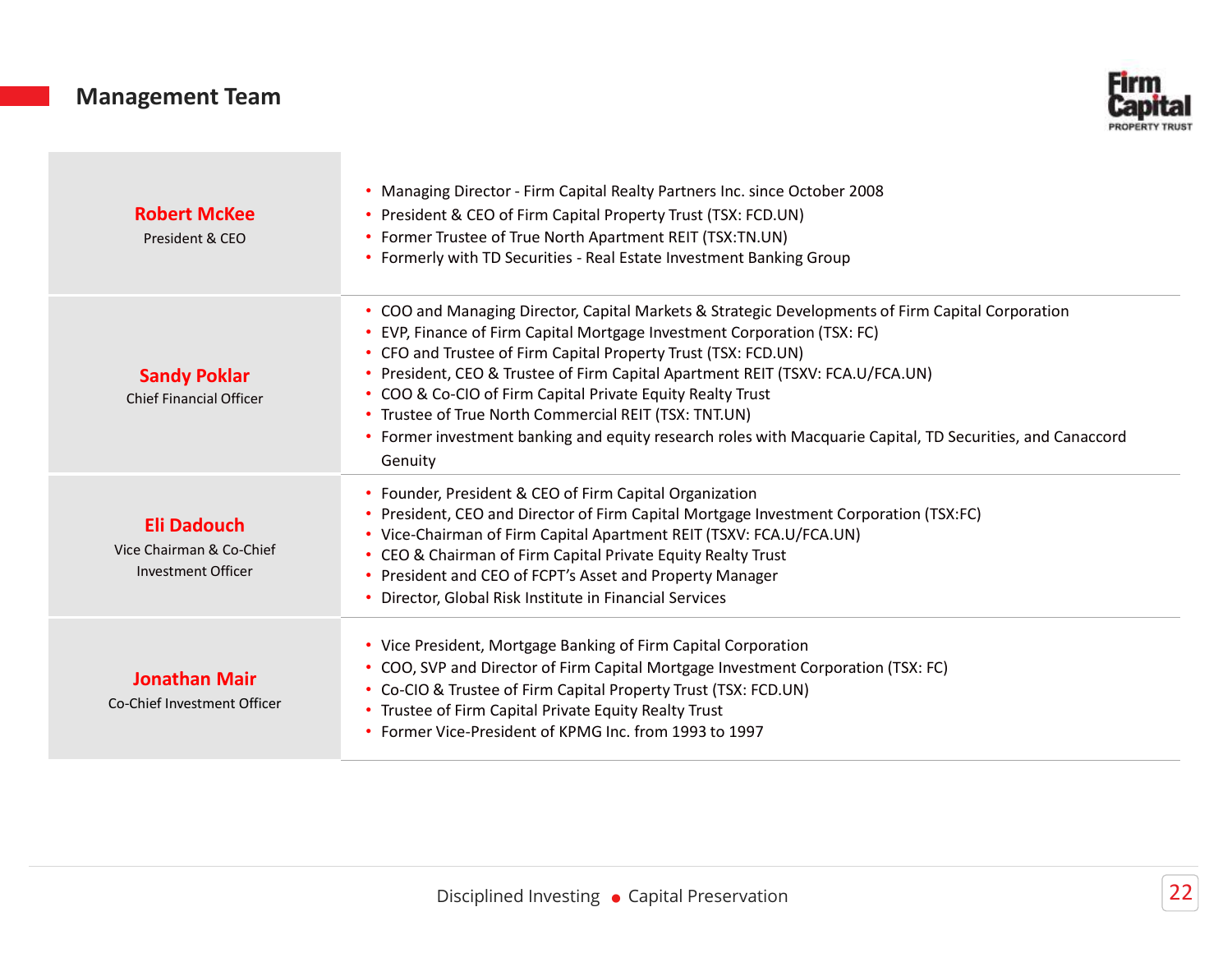## Management Team

| | |
|---|---|
| **Robert McKee**<br>President & CEO | • Managing Director - Firm Capital Realty Partners Inc. since October 2008<br>• President & CEO of Firm Capital Property Trust (TSX: FCD.UN)<br>• Former Trustee of True North Apartment REIT (TSX:TN.UN)<br>• Formerly with TD Securities - Real Estate Investment Banking Group |
| **Sandy Poklar**<br>Chief Financial Officer | • COO and Managing Director, Capital Markets & Strategic Developments of Firm Capital Corporation<br>• EVP, Finance of Firm Capital Mortgage Investment Corporation (TSX: FC)<br>• CFO and Trustee of Firm Capital Property Trust (TSX: FCD.UN)<br>• President, CEO & Trustee of Firm Capital Apartment REIT (TSXV: FCA.U/FCA.UN)<br>• COO & Co-CIO of Firm Capital Private Equity Realty Trust<br>• Trustee of True North Commercial REIT (TSX: TNT.UN)<br>• Former investment banking and equity research roles with Macquarie Capital, TD Securities, and Canaccord Genuity |
| **Eli Dadouch**<br>Vice Chairman & Co-Chief Investment Officer | • Founder, President & CEO of Firm Capital Organization<br>• President, CEO and Director of Firm Capital Mortgage Investment Corporation (TSX:FC)<br>• Vice-Chairman of Firm Capital Apartment REIT (TSXV: FCA.U/FCA.UN)<br>• CEO & Chairman of Firm Capital Private Equity Realty Trust<br>• President and CEO of FCPT's Asset and Property Manager<br>• Director, Global Risk Institute in Financial Services |
| **Jonathan Mair**<br>Co-Chief Investment Officer | • Vice President, Mortgage Banking of Firm Capital Corporation<br>• COO, SVP and Director of Firm Capital Mortgage Investment Corporation (TSX: FC)<br>• Co-CIO & Trustee of Firm Capital Property Trust (TSX: FCD.UN)<br>• Trustee of Firm Capital Private Equity Realty Trust<br>• Former Vice-President of KPMG Inc. from 1993 to 1997 |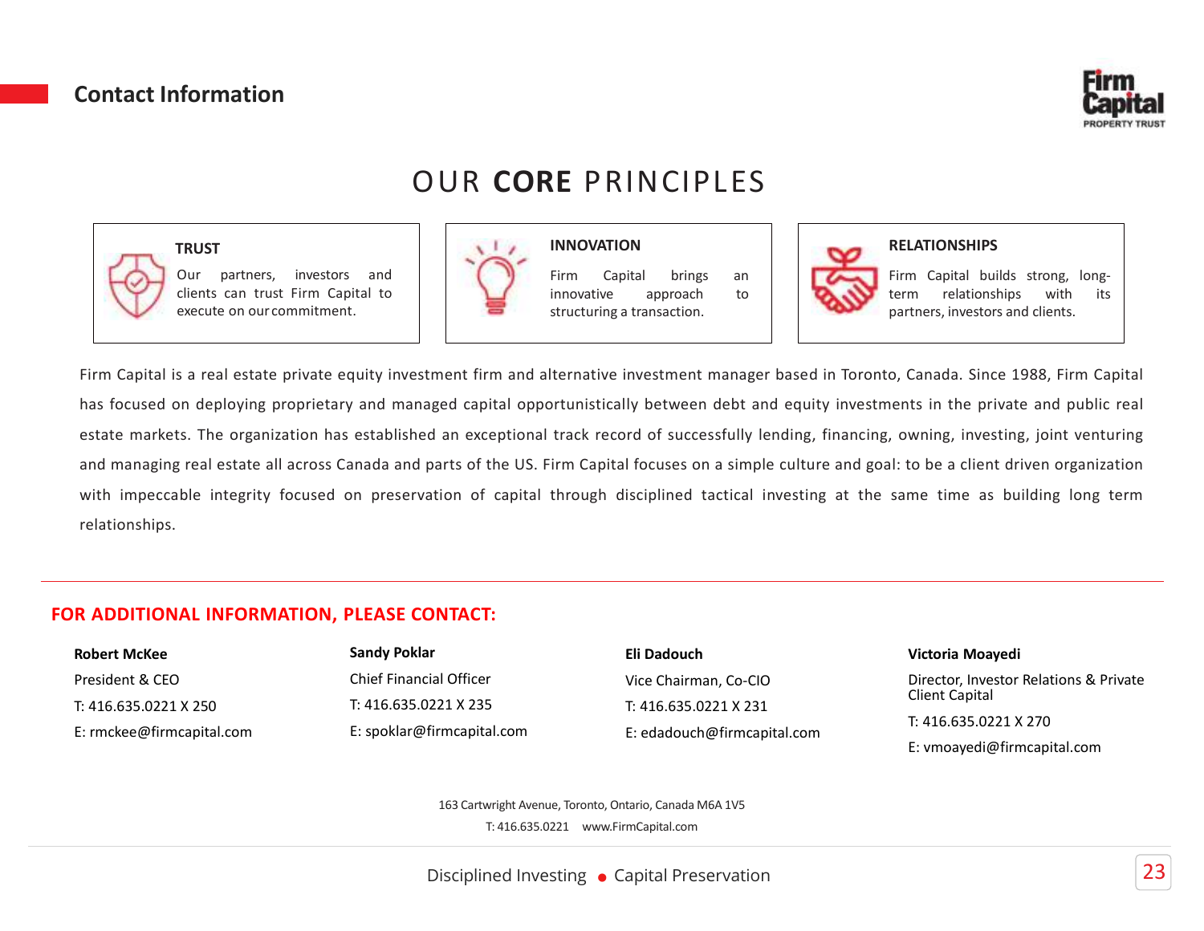## Contact Information

# OUR **CORE** PRINCIPLES

### TRUST

Our partners, investors and clients can trust Firm Capital to execute on our commitment.

### INNOVATION

Firm Capital brings an innovative approach to structuring a transaction.

### RELATIONSHIPS

Firm Capital builds strong, long-term relationships with its partners, investors and clients.

Firm Capital is a real estate private equity investment firm and alternative investment manager based in Toronto, Canada. Since 1988, Firm Capital has focused on deploying proprietary and managed capital opportunistically between debt and equity investments in the private and public real estate markets. The organization has established an exceptional track record of successfully lending, financing, owning, investing, joint venturing and managing real estate all across Canada and parts of the US. Firm Capital focuses on a simple culture and goal: to be a client driven organization with impeccable integrity focused on preservation of capital through disciplined tactical investing at the same time as building long term relationships.

## FOR ADDITIONAL INFORMATION, PLEASE CONTACT:

**Robert McKee**
President & CEO
T: 416.635.0221 X 250
E: rmckee@firmcapital.com

**Sandy Poklar**
Chief Financial Officer
T: 416.635.0221 X 235
E: spoklar@firmcapital.com

**Eli Dadouch**
Vice Chairman, Co-CIO
T: 416.635.0221 X 231
E: edadouch@firmcapital.com

**Victoria Moayedi**
Director, Investor Relations & Private Client Capital
T: 416.635.0221 X 270
E: vmoayedi@firmcapital.com

163 Cartwright Avenue, Toronto, Ontario, Canada M6A 1V5
T: 416.635.0221 www.FirmCapital.com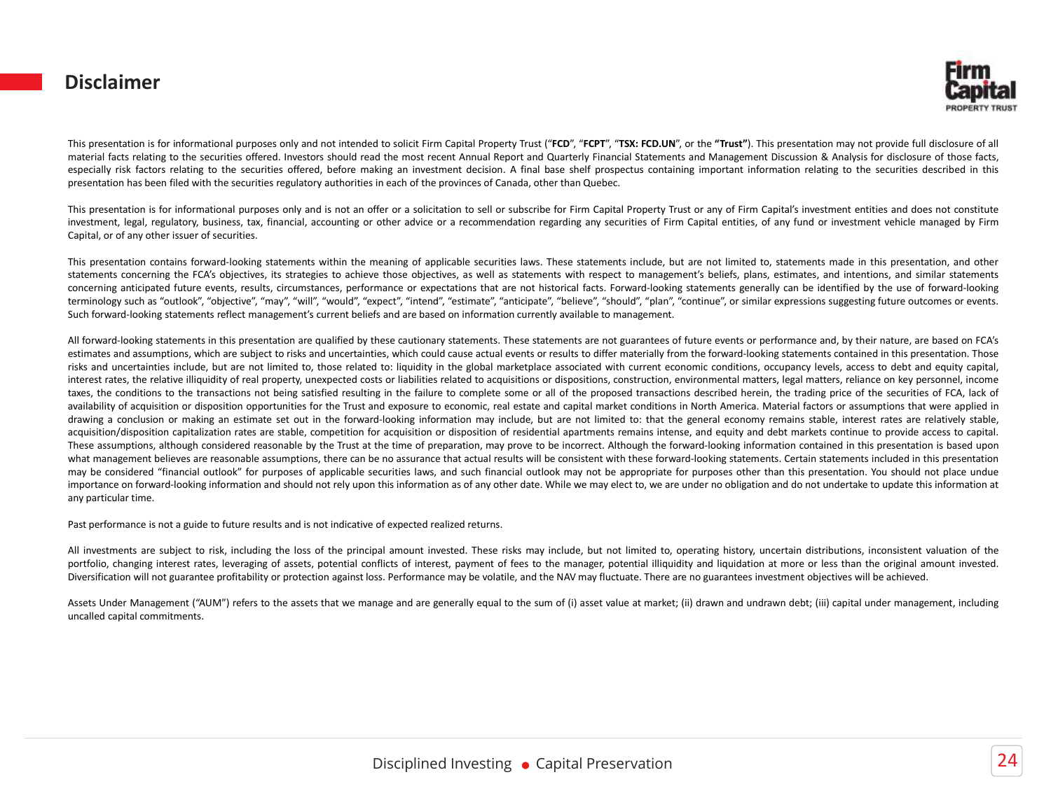# Disclaimer

This presentation is for informational purposes only and not intended to solicit Firm Capital Property Trust ("**FCD**", "**FCPT**", "**TSX: FCD.UN**", or the **"Trust"**). This presentation may not provide full disclosure of all material facts relating to the securities offered. Investors should read the most recent Annual Report and Quarterly Financial Statements and Management Discussion & Analysis for disclosure of those facts, especially risk factors relating to the securities offered, before making an investment decision. A final base shelf prospectus containing important information relating to the securities described in this presentation has been filed with the securities regulatory authorities in each of the provinces of Canada, other than Quebec.

This presentation is for informational purposes only and is not an offer or a solicitation to sell or subscribe for Firm Capital Property Trust or any of Firm Capital's investment entities and does not constitute investment, legal, regulatory, business, tax, financial, accounting or other advice or a recommendation regarding any securities of Firm Capital entities, of any fund or investment vehicle managed by Firm Capital, or of any other issuer of securities.

This presentation contains forward-looking statements within the meaning of applicable securities laws. These statements include, but are not limited to, statements made in this presentation, and other statements concerning the FCA's objectives, its strategies to achieve those objectives, as well as statements with respect to management's beliefs, plans, estimates, and intentions, and similar statements concerning anticipated future events, results, circumstances, performance or expectations that are not historical facts. Forward-looking statements generally can be identified by the use of forward-looking terminology such as "outlook", "objective", "may", "will", "would", "expect", "intend", "estimate", "anticipate", "believe", "should", "plan", "continue", or similar expressions suggesting future outcomes or events. Such forward-looking statements reflect management's current beliefs and are based on information currently available to management.

All forward-looking statements in this presentation are qualified by these cautionary statements. These statements are not guarantees of future events or performance and, by their nature, are based on FCA's estimates and assumptions, which are subject to risks and uncertainties, which could cause actual events or results to differ materially from the forward-looking statements contained in this presentation. Those risks and uncertainties include, but are not limited to, those related to: liquidity in the global marketplace associated with current economic conditions, occupancy levels, access to debt and equity capital, interest rates, the relative illiquidity of real property, unexpected costs or liabilities related to acquisitions or dispositions, construction, environmental matters, legal matters, reliance on key personnel, income taxes, the conditions to the transactions not being satisfied resulting in the failure to complete some or all of the proposed transactions described herein, the trading price of the securities of FCA, lack of availability of acquisition or disposition opportunities for the Trust and exposure to economic, real estate and capital market conditions in North America. Material factors or assumptions that were applied in drawing a conclusion or making an estimate set out in the forward-looking information may include, but are not limited to: that the general economy remains stable, interest rates are relatively stable, acquisition/disposition capitalization rates are stable, competition for acquisition or disposition of residential apartments remains intense, and equity and debt markets continue to provide access to capital. These assumptions, although considered reasonable by the Trust at the time of preparation, may prove to be incorrect. Although the forward-looking information contained in this presentation is based upon what management believes are reasonable assumptions, there can be no assurance that actual results will be consistent with these forward-looking statements. Certain statements included in this presentation may be considered "financial outlook" for purposes of applicable securities laws, and such financial outlook may not be appropriate for purposes other than this presentation. You should not place undue importance on forward-looking information and should not rely upon this information as of any other date. While we may elect to, we are under no obligation and do not undertake to update this information at any particular time.

Past performance is not a guide to future results and is not indicative of expected realized returns.

All investments are subject to risk, including the loss of the principal amount invested. These risks may include, but not limited to, operating history, uncertain distributions, inconsistent valuation of the portfolio, changing interest rates, leveraging of assets, potential conflicts of interest, payment of fees to the manager, potential illiquidity and liquidation at more or less than the original amount invested. Diversification will not guarantee profitability or protection against loss. Performance may be volatile, and the NAV may fluctuate. There are no guarantees investment objectives will be achieved.

Assets Under Management ("AUM") refers to the assets that we manage and are generally equal to the sum of (i) asset value at market; (ii) drawn and undrawn debt; (iii) capital under management, including uncalled capital commitments.